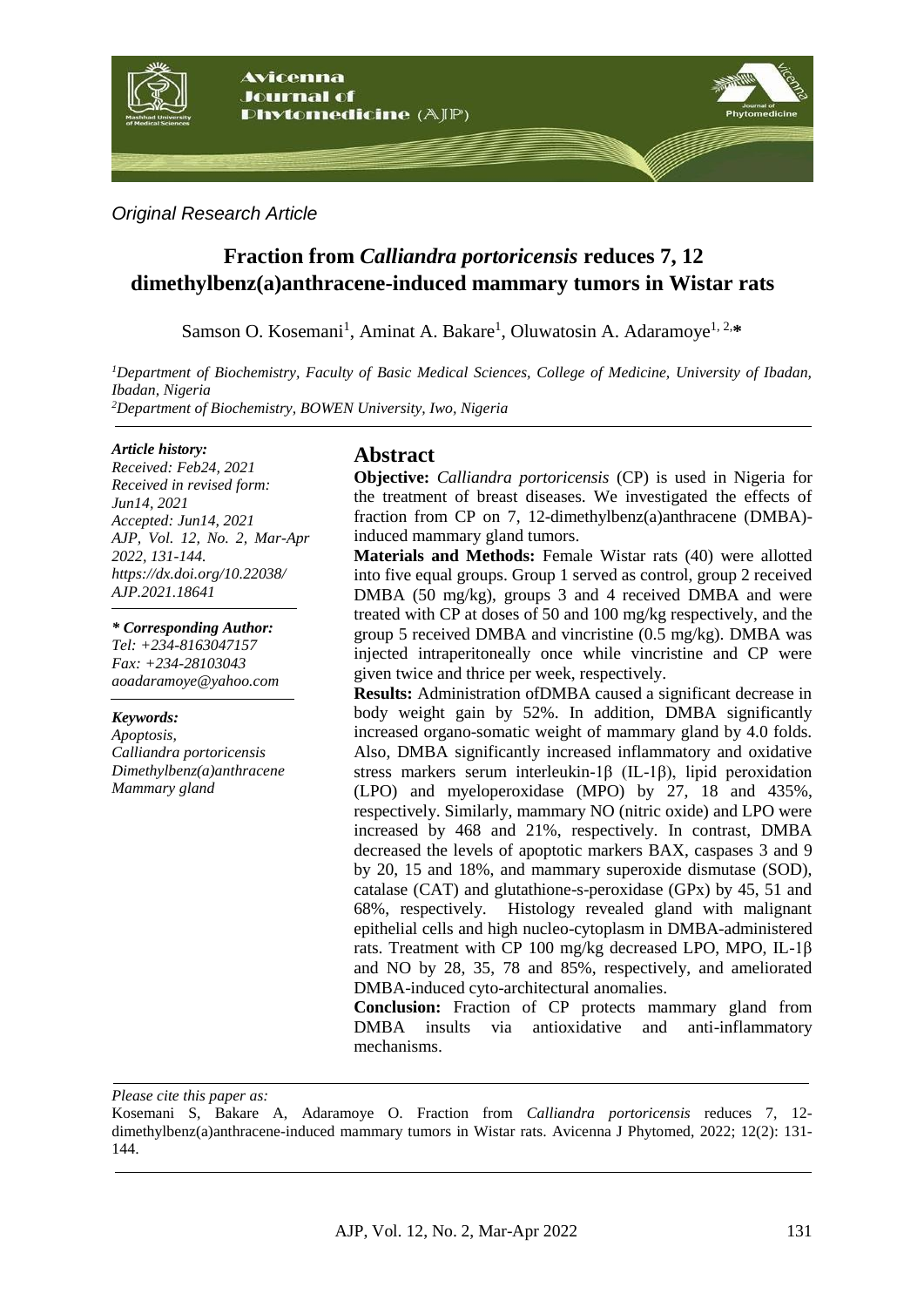*Original Research Article*

# Fraction from *Calliandra portoricensis* reduces 7, 12 dimethylbenz(a)anthracene-induced mammary tumors in Wistar rats

Samson O. Kosemani[1], Aminat A. Bakare[1], Oluwatosin A. Adaramoye[1, 2,*]

[1]*Department of Biochemistry, Faculty of Basic Medical Sciences, College of Medicine, University of Ibadan, Ibadan, Nigeria*
[2]*Department of Biochemistry, BOWEN University, Iwo, Nigeria*

***Article history:***
*Received: Feb24, 2021*
*Received in revised form: Jun14, 2021*
*Accepted: Jun14, 2021*
*AJP, Vol. 12, No. 2, Mar-Apr 2022, 131-144.*
*https://dx.doi.org/10.22038/AJP.2021.18641*

***\* Corresponding Author:***
*Tel: +234-8163047157*
*Fax: +234-28103043*
*aoadaramoye@yahoo.com*

***Keywords:***
*Apoptosis,*
*Calliandra portoricensis*
*Dimethylbenz(a)anthracene*
*Mammary gland*

## Abstract

**Objective:** *Calliandra portoricensis* (CP) is used in Nigeria for the treatment of breast diseases. We investigated the effects of fraction from CP on 7, 12-dimethylbenz(a)anthracene (DMBA)-induced mammary gland tumors.

**Materials and Methods:** Female Wistar rats (40) were allotted into five equal groups. Group 1 served as control, group 2 received DMBA (50 mg/kg), groups 3 and 4 received DMBA and were treated with CP at doses of 50 and 100 mg/kg respectively, and the group 5 received DMBA and vincristine (0.5 mg/kg). DMBA was injected intraperitoneally once while vincristine and CP were given twice and thrice per week, respectively.

**Results:** Administration ofDMBA caused a significant decrease in body weight gain by 52%. In addition, DMBA significantly increased organo-somatic weight of mammary gland by 4.0 folds. Also, DMBA significantly increased inflammatory and oxidative stress markers serum interleukin-1β (IL-1β), lipid peroxidation (LPO) and myeloperoxidase (MPO) by 27, 18 and 435%, respectively. Similarly, mammary NO (nitric oxide) and LPO were increased by 468 and 21%, respectively. In contrast, DMBA decreased the levels of apoptotic markers BAX, caspases 3 and 9 by 20, 15 and 18%, and mammary superoxide dismutase (SOD), catalase (CAT) and glutathione-s-peroxidase (GPx) by 45, 51 and 68%, respectively. Histology revealed gland with malignant epithelial cells and high nucleo-cytoplasm in DMBA-administered rats. Treatment with CP 100 mg/kg decreased LPO, MPO, IL-1β and NO by 28, 35, 78 and 85%, respectively, and ameliorated DMBA-induced cyto-architectural anomalies.

**Conclusion:** Fraction of CP protects mammary gland from DMBA insults via antioxidative and anti-inflammatory mechanisms.

*Please cite this paper as:*

Kosemani S, Bakare A, Adaramoye O. Fraction from *Calliandra portoricensis* reduces 7, 12-dimethylbenz(a)anthracene-induced mammary tumors in Wistar rats. Avicenna J Phytomed, 2022; 12(2): 131-144.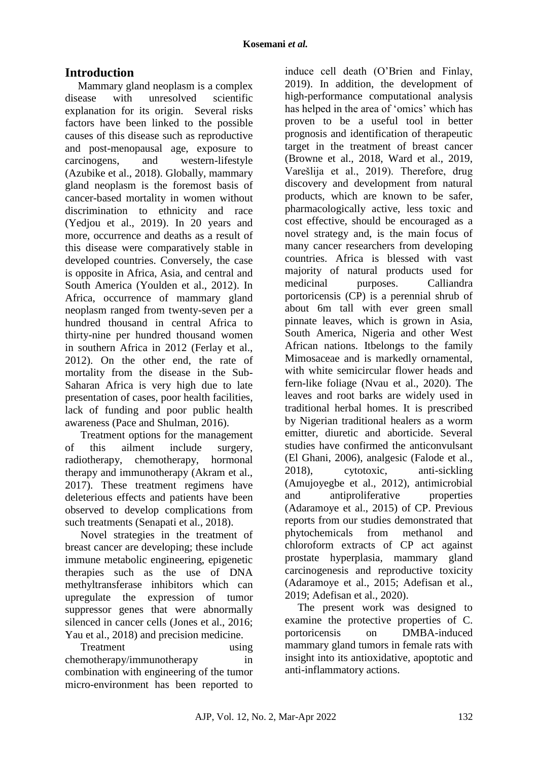## Introduction

Mammary gland neoplasm is a complex disease with unresolved scientific explanation for its origin. Several risks factors have been linked to the possible causes of this disease such as reproductive and post-menopausal age, exposure to carcinogens, and western-lifestyle (Azubike et al., 2018). Globally, mammary gland neoplasm is the foremost basis of cancer-based mortality in women without discrimination to ethnicity and race (Yedjou et al., 2019). In 20 years and more, occurrence and deaths as a result of this disease were comparatively stable in developed countries. Conversely, the case is opposite in Africa, Asia, and central and South America (Youlden et al., 2012). In Africa, occurrence of mammary gland neoplasm ranged from twenty-seven per a hundred thousand in central Africa to thirty-nine per hundred thousand women in southern Africa in 2012 (Ferlay et al., 2012). On the other end, the rate of mortality from the disease in the Sub-Saharan Africa is very high due to late presentation of cases, poor health facilities, lack of funding and poor public health awareness (Pace and Shulman, 2016).

Treatment options for the management of this ailment include surgery, radiotherapy, chemotherapy, hormonal therapy and immunotherapy (Akram et al., 2017). These treatment regimens have deleterious effects and patients have been observed to develop complications from such treatments (Senapati et al., 2018).

Novel strategies in the treatment of breast cancer are developing; these include immune metabolic engineering, epigenetic therapies such as the use of DNA methyltransferase inhibitors which can upregulate the expression of tumor suppressor genes that were abnormally silenced in cancer cells (Jones et al., 2016; Yau et al., 2018) and precision medicine.

Treatment using chemotherapy/immunotherapy in combination with engineering of the tumor micro-environment has been reported to induce cell death (O'Brien and Finlay, 2019). In addition, the development of high-performance computational analysis has helped in the area of 'omics' which has proven to be a useful tool in better prognosis and identification of therapeutic target in the treatment of breast cancer (Browne et al., 2018, Ward et al., 2019, Varešlija et al., 2019). Therefore, drug discovery and development from natural products, which are known to be safer, pharmacologically active, less toxic and cost effective, should be encouraged as a novel strategy and, is the main focus of many cancer researchers from developing countries. Africa is blessed with vast majority of natural products used for medicinal purposes. Calliandra portoricensis (CP) is a perennial shrub of about 6m tall with ever green small pinnate leaves, which is grown in Asia, South America, Nigeria and other West African nations. Itbelongs to the family Mimosaceae and is markedly ornamental, with white semicircular flower heads and fern-like foliage (Nvau et al., 2020). The leaves and root barks are widely used in traditional herbal homes. It is prescribed by Nigerian traditional healers as a worm emitter, diuretic and aborticide. Several studies have confirmed the anticonvulsant (El Ghani, 2006), analgesic (Falode et al., 2018), cytotoxic, anti-sickling (Amujoyegbe et al., 2012), antimicrobial and antiproliferative properties (Adaramoye et al., 2015) of CP. Previous reports from our studies demonstrated that phytochemicals from methanol and chloroform extracts of CP act against prostate hyperplasia, mammary gland carcinogenesis and reproductive toxicity (Adaramoye et al., 2015; Adefisan et al., 2019; Adefisan et al., 2020).

The present work was designed to examine the protective properties of C. portoricensis on DMBA-induced mammary gland tumors in female rats with insight into its antioxidative, apoptotic and anti-inflammatory actions.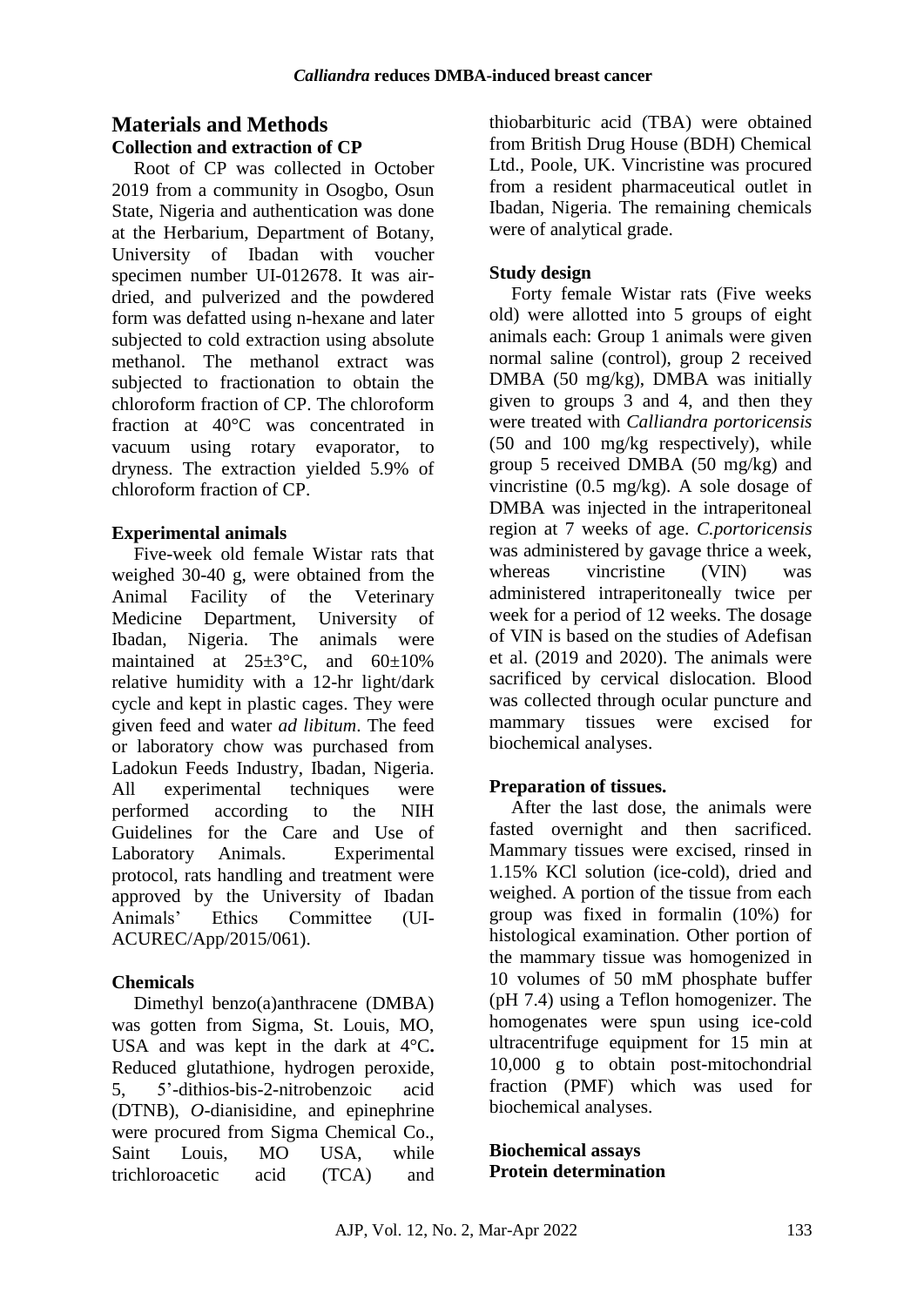## Materials and Methods

### Collection and extraction of CP

Root of CP was collected in October 2019 from a community in Osogbo, Osun State, Nigeria and authentication was done at the Herbarium, Department of Botany, University of Ibadan with voucher specimen number UI-012678. It was air-dried, and pulverized and the powdered form was defatted using n-hexane and later subjected to cold extraction using absolute methanol. The methanol extract was subjected to fractionation to obtain the chloroform fraction of CP. The chloroform fraction at 40°C was concentrated in vacuum using rotary evaporator, to dryness. The extraction yielded 5.9% of chloroform fraction of CP.

### Experimental animals

Five-week old female Wistar rats that weighed 30-40 g, were obtained from the Animal Facility of the Veterinary Medicine Department, University of Ibadan, Nigeria. The animals were maintained at 25±3°C, and 60±10% relative humidity with a 12-hr light/dark cycle and kept in plastic cages. They were given feed and water *ad libitum*. The feed or laboratory chow was purchased from Ladokun Feeds Industry, Ibadan, Nigeria. All experimental techniques were performed according to the NIH Guidelines for the Care and Use of Laboratory Animals. Experimental protocol, rats handling and treatment were approved by the University of Ibadan Animals' Ethics Committee (UI-ACUREC/App/2015/061).

### Chemicals

Dimethyl benzo(a)anthracene (DMBA) was gotten from Sigma, St. Louis, MO, USA and was kept in the dark at 4°C**.** Reduced glutathione, hydrogen peroxide, 5, 5'-dithios-bis-2-nitrobenzoic acid (DTNB), *O*-dianisidine, and epinephrine were procured from Sigma Chemical Co., Saint Louis, MO USA, while trichloroacetic acid (TCA) and thiobarbituric acid (TBA) were obtained from British Drug House (BDH) Chemical Ltd., Poole, UK. Vincristine was procured from a resident pharmaceutical outlet in Ibadan, Nigeria. The remaining chemicals were of analytical grade.

### Study design

Forty female Wistar rats (Five weeks old) were allotted into 5 groups of eight animals each: Group 1 animals were given normal saline (control), group 2 received DMBA (50 mg/kg), DMBA was initially given to groups 3 and 4, and then they were treated with *Calliandra portoricensis* (50 and 100 mg/kg respectively), while group 5 received DMBA (50 mg/kg) and vincristine (0.5 mg/kg). A sole dosage of DMBA was injected in the intraperitoneal region at 7 weeks of age. *C.portoricensis* was administered by gavage thrice a week, whereas vincristine (VIN) was administered intraperitoneally twice per week for a period of 12 weeks. The dosage of VIN is based on the studies of Adefisan et al. (2019 and 2020). The animals were sacrificed by cervical dislocation. Blood was collected through ocular puncture and mammary tissues were excised for biochemical analyses.

### Preparation of tissues.

After the last dose, the animals were fasted overnight and then sacrificed. Mammary tissues were excised, rinsed in 1.15% KCl solution (ice-cold), dried and weighed. A portion of the tissue from each group was fixed in formalin (10%) for histological examination. Other portion of the mammary tissue was homogenized in 10 volumes of 50 mM phosphate buffer (pH 7.4) using a Teflon homogenizer. The homogenates were spun using ice-cold ultracentrifuge equipment for 15 min at 10,000 g to obtain post-mitochondrial fraction (PMF) which was used for biochemical analyses.

### Biochemical assays

#### Protein determination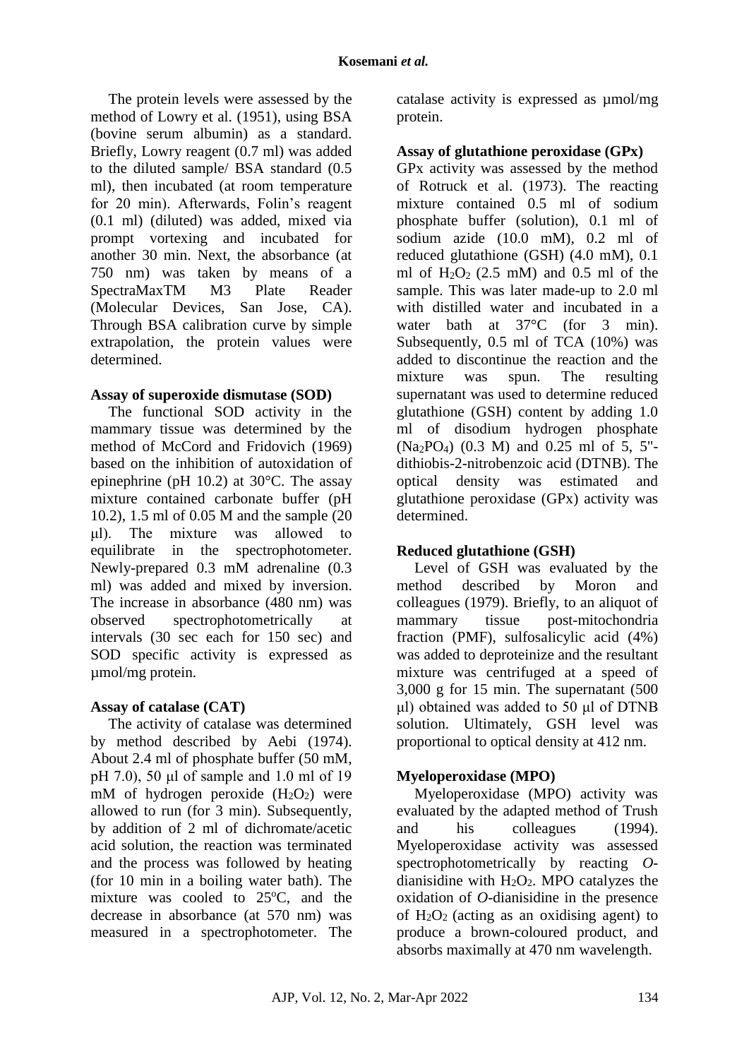The protein levels were assessed by the method of Lowry et al. (1951), using BSA (bovine serum albumin) as a standard. Briefly, Lowry reagent (0.7 ml) was added to the diluted sample/ BSA standard (0.5 ml), then incubated (at room temperature for 20 min). Afterwards, Folin's reagent (0.1 ml) (diluted) was added, mixed via prompt vortexing and incubated for another 30 min. Next, the absorbance (at 750 nm) was taken by means of a SpectraMaxTM M3 Plate Reader (Molecular Devices, San Jose, CA). Through BSA calibration curve by simple extrapolation, the protein values were determined.

**Assay of superoxide dismutase (SOD)**

The functional SOD activity in the mammary tissue was determined by the method of McCord and Fridovich (1969) based on the inhibition of autoxidation of epinephrine (pH 10.2) at 30°C. The assay mixture contained carbonate buffer (pH 10.2), 1.5 ml of 0.05 M and the sample (20 μl). The mixture was allowed to equilibrate in the spectrophotometer. Newly-prepared 0.3 mM adrenaline (0.3 ml) was added and mixed by inversion. The increase in absorbance (480 nm) was observed spectrophotometrically at intervals (30 sec each for 150 sec) and SOD specific activity is expressed as μmol/mg protein.

**Assay of catalase (CAT)**

The activity of catalase was determined by method described by Aebi (1974). About 2.4 ml of phosphate buffer (50 mM, pH 7.0), 50 μl of sample and 1.0 ml of 19 mM of hydrogen peroxide ($H_2O_2$) were allowed to run (for 3 min). Subsequently, by addition of 2 ml of dichromate/acetic acid solution, the reaction was terminated and the process was followed by heating (for 10 min in a boiling water bath). The mixture was cooled to 25$^oC$, and the decrease in absorbance (at 570 nm) was measured in a spectrophotometer. The catalase activity is expressed as μmol/mg protein.

**Assay of glutathione peroxidase (GPx)**

GPx activity was assessed by the method of Rotruck et al. (1973). The reacting mixture contained 0.5 ml of sodium phosphate buffer (solution), 0.1 ml of sodium azide (10.0 mM), 0.2 ml of reduced glutathione (GSH) (4.0 mM), 0.1 ml of $H_2O_2$ (2.5 mM) and 0.5 ml of the sample. This was later made-up to 2.0 ml with distilled water and incubated in a water bath at 37°C (for 3 min). Subsequently, 0.5 ml of TCA (10%) was added to discontinue the reaction and the mixture was spun. The resulting supernatant was used to determine reduced glutathione (GSH) content by adding 1.0 ml of disodium hydrogen phosphate ($Na_2PO_4$) (0.3 M) and 0.25 ml of 5, 5''-dithiobis-2-nitrobenzoic acid (DTNB). The optical density was estimated and glutathione peroxidase (GPx) activity was determined.

**Reduced glutathione (GSH)**

Level of GSH was evaluated by the method described by Moron and colleagues (1979). Briefly, to an aliquot of mammary tissue post-mitochondria fraction (PMF), sulfosalicylic acid (4%) was added to deproteinize and the resultant mixture was centrifuged at a speed of 3,000 g for 15 min. The supernatant (500 μl) obtained was added to 50 μl of DTNB solution. Ultimately, GSH level was proportional to optical density at 412 nm.

**Myeloperoxidase (MPO)**

Myeloperoxidase (MPO) activity was evaluated by the adapted method of Trush and his colleagues (1994). Myeloperoxidase activity was assessed spectrophotometrically by reacting *O*-dianisidine with $H_2O_2$. MPO catalyzes the oxidation of *O*-dianisidine in the presence of $H_2O_2$ (acting as an oxidising agent) to produce a brown-coloured product, and absorbs maximally at 470 nm wavelength.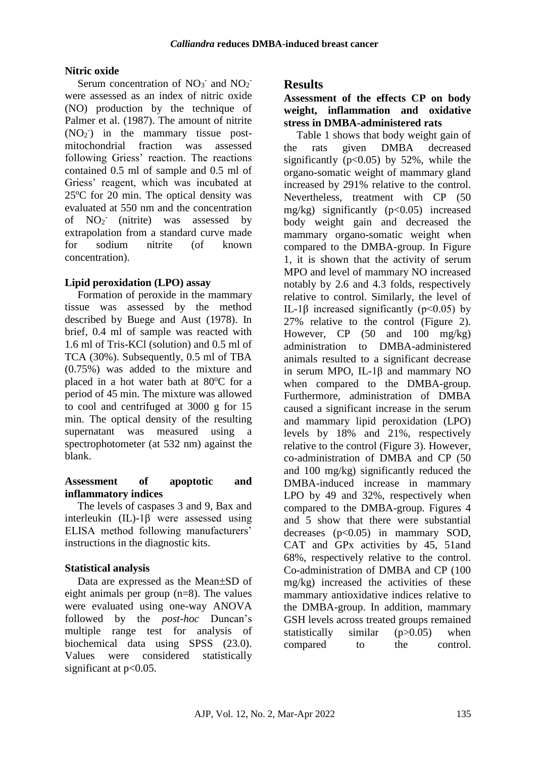### Nitric oxide

Serum concentration of $NO_3^-$ and $NO_2^-$ were assessed as an index of nitric oxide (NO) production by the technique of Palmer et al. (1987). The amount of nitrite ($NO_2^-$) in the mammary tissue post-mitochondrial fraction was assessed following Griess' reaction. The reactions contained 0.5 ml of sample and 0.5 ml of Griess' reagent, which was incubated at 25ºC for 20 min. The optical density was evaluated at 550 nm and the concentration of $NO_2^-$ (nitrite) was assessed by extrapolation from a standard curve made for sodium nitrite (of known concentration).

### Lipid peroxidation (LPO) assay

Formation of peroxide in the mammary tissue was assessed by the method described by Buege and Aust (1978). In brief, 0.4 ml of sample was reacted with 1.6 ml of Tris-KCl (solution) and 0.5 ml of TCA (30%). Subsequently, 0.5 ml of TBA (0.75%) was added to the mixture and placed in a hot water bath at 80ºC for a period of 45 min. The mixture was allowed to cool and centrifuged at 3000 g for 15 min. The optical density of the resulting supernatant was measured using a spectrophotometer (at 532 nm) against the blank.

### Assessment of apoptotic and inflammatory indices

The levels of caspases 3 and 9, Bax and interleukin (IL)-1β were assessed using ELISA method following manufacturers' instructions in the diagnostic kits.

### Statistical analysis

Data are expressed as the Mean±SD of eight animals per group (n=8). The values were evaluated using one-way ANOVA followed by the *post-hoc* Duncan's multiple range test for analysis of biochemical data using SPSS (23.0). Values were considered statistically significant at $p<0.05$.

## Results

### Assessment of the effects CP on body weight, inflammation and oxidative stress in DMBA-administered rats

Table 1 shows that body weight gain of the rats given DMBA decreased significantly ($p<0.05$) by 52%, while the organo-somatic weight of mammary gland increased by 291% relative to the control. Nevertheless, treatment with CP (50 mg/kg) significantly ($p<0.05$) increased body weight gain and decreased the mammary organo-somatic weight when compared to the DMBA-group. In Figure 1, it is shown that the activity of serum MPO and level of mammary NO increased notably by 2.6 and 4.3 folds, respectively relative to control. Similarly, the level of IL-1β increased significantly ($p<0.05$) by 27% relative to the control (Figure 2). However, CP (50 and 100 mg/kg) administration to DMBA-administered animals resulted to a significant decrease in serum MPO, IL-1β and mammary NO when compared to the DMBA-group. Furthermore, administration of DMBA caused a significant increase in the serum and mammary lipid peroxidation (LPO) levels by 18% and 21%, respectively relative to the control (Figure 3). However, co-administration of DMBA and CP (50 and 100 mg/kg) significantly reduced the DMBA-induced increase in mammary LPO by 49 and 32%, respectively when compared to the DMBA-group. Figures 4 and 5 show that there were substantial decreases ($p<0.05$) in mammary SOD, CAT and GPx activities by 45, 51and 68%, respectively relative to the control. Co-administration of DMBA and CP (100 mg/kg) increased the activities of these mammary antioxidative indices relative to the DMBA-group. In addition, mammary GSH levels across treated groups remained statistically similar ($p>0.05$) when compared to the control.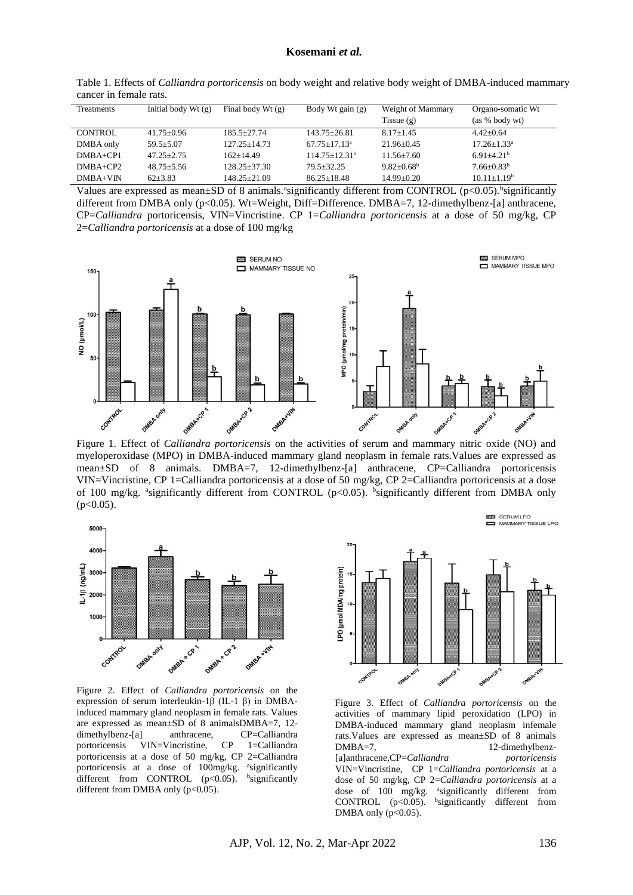Table 1. Effects of *Calliandra portoricensis* on body weight and relative body weight of DMBA-induced mammary cancer in female rats.

| Treatments | Initial body Wt (g) | Final body Wt (g) | Body Wt gain (g) | Weight of Mammary Tissue (g) | Organo-somatic Wt (as % body wt) |
|---|---|---|---|---|---|
| CONTROL | 41.75±0.96 | 185.5±27.74 | 143.75±26.81 | 8.17±1.45 | 4.42±0.64 |
| DMBA only | 59.5±5.07 | 127.25±14.73 | 67.75±17.13[a] | 21.96±0.45 | 17.26±1.33[a] |
| DMBA+CP1 | 47.25±2.75 | 162±14.49 | 114.75±12.31[b] | 11.56±7.60 | 6.91±4.21[b] |
| DMBA+CP2 | 48.75±5.56 | 128.25±37.30 | 79.5±32.25 | 9.82±0.68[b] | 7.66±0.83[b] |
| DMBA+VIN | 62±3.83 | 148.25±21.09 | 86.25±18.48 | 14.99±0.20 | 10.11±1.19[b] |

Values are expressed as mean±SD of 8 animals.[a]significantly different from CONTROL ($p<0.05$).[b]significantly different from DMBA only ($p<0.05$). Wt=Weight, Diff=Difference. DMBA=7, 12-dimethylbenz-[a] anthracene, CP=*Calliandra* portoricensis, VIN=Vincristine. CP 1=*Calliandra portoricensis* at a dose of 50 mg/kg, CP 2=*Calliandra portoricensis* at a dose of 100 mg/kg

Figure 1. Effect of *Calliandra portoricensis* on the activities of serum and mammary nitric oxide (NO) and myeloperoxidase (MPO) in DMBA-induced mammary gland neoplasm in female rats.Values are expressed as mean±SD of 8 animals. DMBA=7, 12-dimethylbenz-[a] anthracene, CP=Calliandra portoricensis VIN=Vincristine, CP 1=Calliandra portoricensis at a dose of 50 mg/kg, CP 2=Calliandra portoricensis at a dose of 100 mg/kg. [a]significantly different from CONTROL ($p<0.05$). [b]significantly different from DMBA only ($p<0.05$).

Figure 2. Effect of *Calliandra portoricensis* on the expression of serum interleukin-1β (IL-1 β) in DMBA-induced mammary gland neoplasm in female rats. Values are expressed as mean±SD of 8 animalsDMBA=7, 12-dimethylbenz-[a] anthracene, CP=Calliandra portoricensis VIN=Vincristine, CP 1=Calliandra portoricensis at a dose of 50 mg/kg, CP 2=Calliandra portoricensis at a dose of 100mg/kg. [a]significantly different from CONTROL ($p<0.05$). [b]significantly different from DMBA only ($p<0.05$).

Figure 3. Effect of *Calliandra portoricensis* on the activities of mammary lipid peroxidation (LPO) in DMBA-induced mammary gland neoplasm infemale rats.Values are expressed as mean±SD of 8 animals DMBA=7, 12-dimethylbenz-[a]anthracene,CP=*Calliandra portoricensis* VIN=Vincristine, CP 1=*Calliandra portoricensis* at a dose of 50 mg/kg, CP 2=*Calliandra portoricensis* at a dose of 100 mg/kg. [a]significantly different from CONTROL ($p<0.05$). [b]significantly different from DMBA only ($p<0.05$).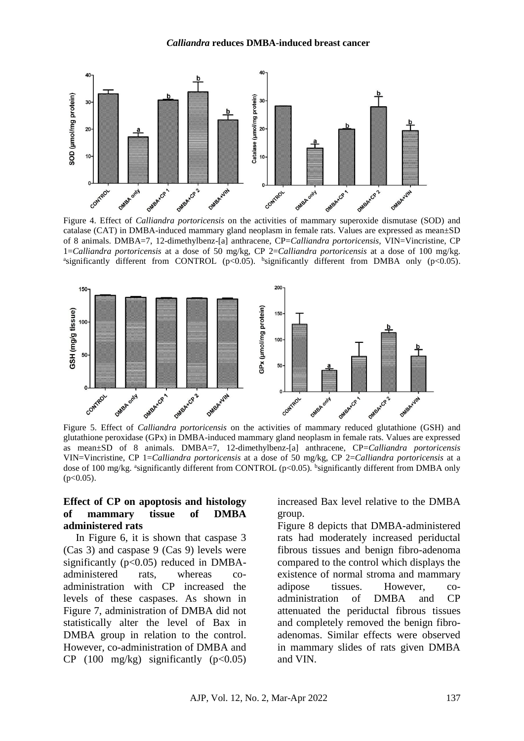Figure 4. Effect of *Calliandra portoricensis* on the activities of mammary superoxide dismutase (SOD) and catalase (CAT) in DMBA-induced mammary gland neoplasm in female rats. Values are expressed as mean±SD of 8 animals. DMBA=7, 12-dimethylbenz-[a] anthracene, CP=*Calliandra portoricensis*, VIN=Vincristine, CP 1=*Calliandra portoricensis* at a dose of 50 mg/kg, CP 2=*Calliandra portoricensis* at a dose of 100 mg/kg. [a]significantly different from CONTROL ($p<0.05$). [b]significantly different from DMBA only ($p<0.05$).

Figure 5. Effect of *Calliandra portoricensis* on the activities of mammary reduced glutathione (GSH) and glutathione peroxidase (GPx) in DMBA-induced mammary gland neoplasm in female rats. Values are expressed as mean±SD of 8 animals. DMBA=7, 12-dimethylbenz-[a] anthracene, CP=*Calliandra portoricensis* VIN=Vincristine, CP 1=*Calliandra portoricensis* at a dose of 50 mg/kg, CP 2=*Calliandra portoricensis* at a dose of 100 mg/kg. [a]significantly different from CONTROL ($p<0.05$). [b]significantly different from DMBA only ($p<0.05$).

### Effect of CP on apoptosis and histology of mammary tissue of DMBA administered rats

In Figure 6, it is shown that caspase 3 (Cas 3) and caspase 9 (Cas 9) levels were significantly ($p<0.05$) reduced in DMBA-administered rats, whereas co-administration with CP increased the levels of these caspases. As shown in Figure 7, administration of DMBA did not statistically alter the level of Bax in DMBA group in relation to the control. However, co-administration of DMBA and CP (100 mg/kg) significantly ($p<0.05$) increased Bax level relative to the DMBA group.

Figure 8 depicts that DMBA-administered rats had moderately increased periductal fibrous tissues and benign fibro-adenoma compared to the control which displays the existence of normal stroma and mammary adipose tissues. However, co-administration of DMBA and CP attenuated the periductal fibrous tissues and completely removed the benign fibro-adenomas. Similar effects were observed in mammary slides of rats given DMBA and VIN.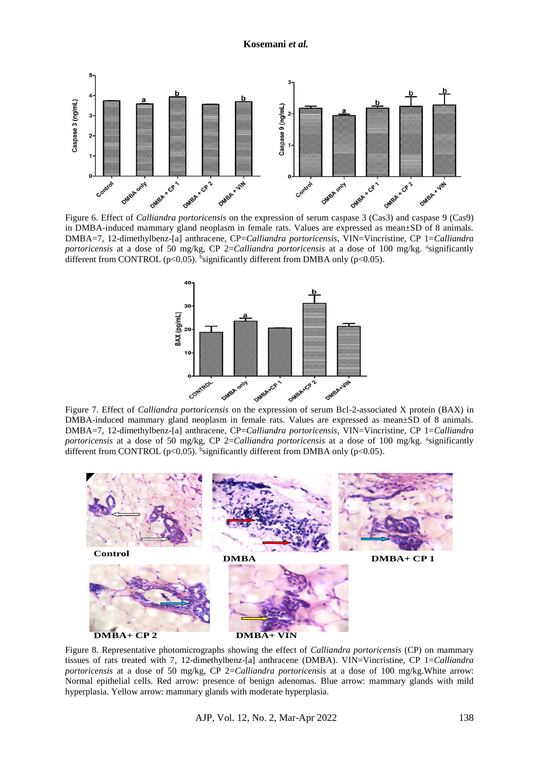Figure 6. Effect of *Calliandra portoricensis* on the expression of serum caspase 3 (Cas3) and caspase 9 (Cas9) in DMBA-induced mammary gland neoplasm in female rats. Values are expressed as mean±SD of 8 animals. DMBA=7, 12-dimethylbenz-[a] anthracene, CP=*Calliandra portoricensis*, VIN=Vincristine, CP 1=*Calliandra portoricensis* at a dose of 50 mg/kg, CP 2=*Calliandra portoricensis* at a dose of 100 mg/kg. [a]significantly different from CONTROL ($p<0.05$). [b]significantly different from DMBA only ($p<0.05$).

Figure 7. Effect of *Calliandra portoricensis* on the expression of serum Bcl-2-associated X protein (BAX) in DMBA-induced mammary gland neoplasm in female rats. Values are expressed as mean±SD of 8 animals. DMBA=7, 12-dimethylbenz-[a] anthracene, CP=*Calliandra portoricensis*, VIN=Vincristine, CP 1=*Calliandra portoricensis* at a dose of 50 mg/kg, CP 2=*Calliandra portoricensis* at a dose of 100 mg/kg. [a]significantly different from CONTROL ($p<0.05$). [b]significantly different from DMBA only ($p<0.05$).

Figure 8. Representative photomicrographs showing the effect of *Calliandra portoricensis* (CP) on mammary tissues of rats treated with 7, 12-dimethylbenz-[a] anthracene (DMBA). VIN=Vincristine, CP 1=*Calliandra portoricensis* at a dose of 50 mg/kg, CP 2=*Calliandra portoricensis* at a dose of 100 mg/kg.White arrow: Normal epithelial cells. Red arrow: presence of benign adenomas. Blue arrow: mammary glands with mild hyperplasia. Yellow arrow: mammary glands with moderate hyperplasia.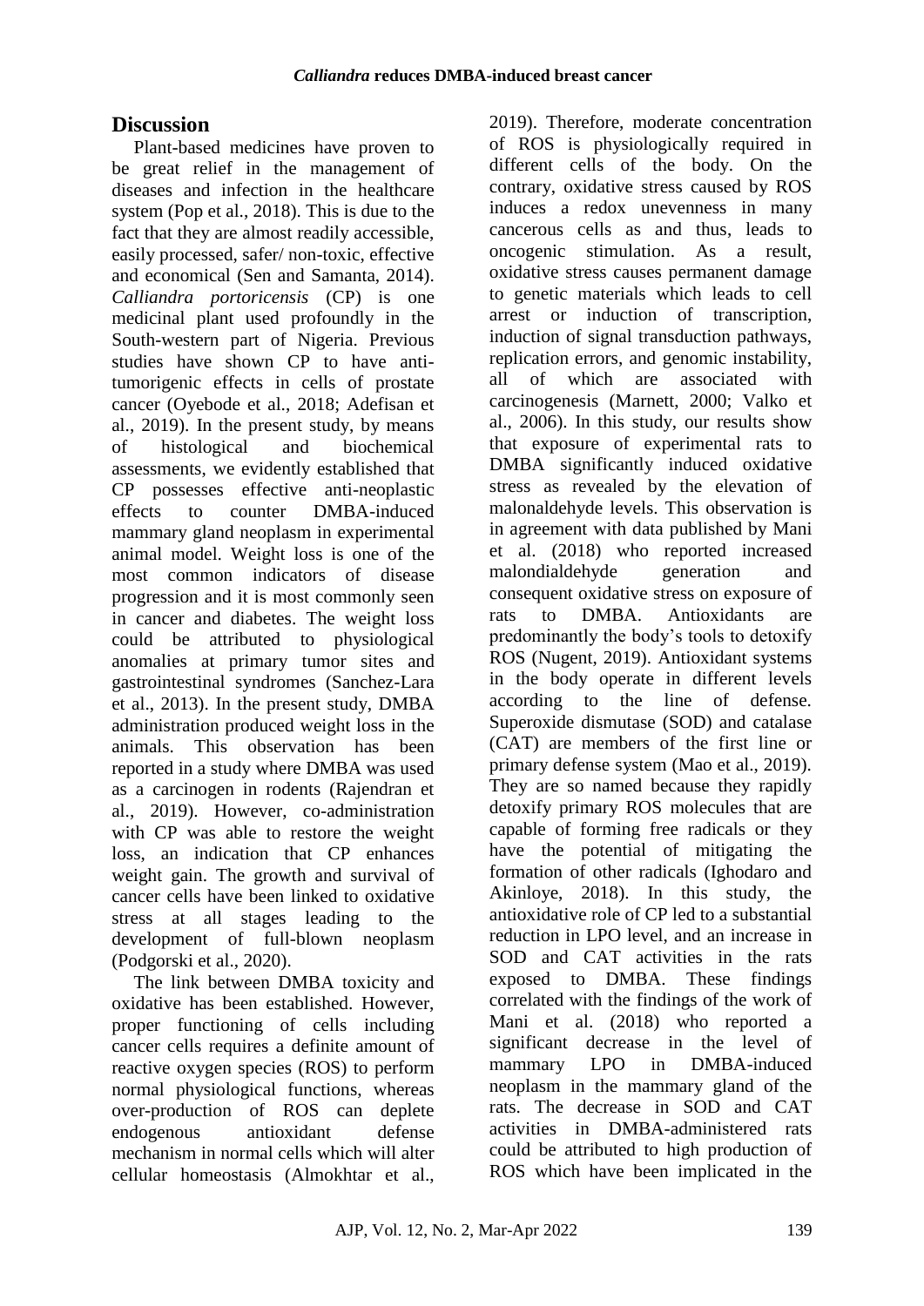## Discussion

Plant-based medicines have proven to be great relief in the management of diseases and infection in the healthcare system (Pop et al., 2018). This is due to the fact that they are almost readily accessible, easily processed, safer/ non-toxic, effective and economical (Sen and Samanta, 2014). *Calliandra portoricensis* (CP) is one medicinal plant used profoundly in the South-western part of Nigeria. Previous studies have shown CP to have anti-tumorigenic effects in cells of prostate cancer (Oyebode et al., 2018; Adefisan et al., 2019). In the present study, by means of histological and biochemical assessments, we evidently established that CP possesses effective anti-neoplastic effects to counter DMBA-induced mammary gland neoplasm in experimental animal model. Weight loss is one of the most common indicators of disease progression and it is most commonly seen in cancer and diabetes. The weight loss could be attributed to physiological anomalies at primary tumor sites and gastrointestinal syndromes (Sanchez-Lara et al., 2013). In the present study, DMBA administration produced weight loss in the animals. This observation has been reported in a study where DMBA was used as a carcinogen in rodents (Rajendran et al., 2019). However, co-administration with CP was able to restore the weight loss, an indication that CP enhances weight gain. The growth and survival of cancer cells have been linked to oxidative stress at all stages leading to the development of full-blown neoplasm (Podgorski et al., 2020).

The link between DMBA toxicity and oxidative has been established. However, proper functioning of cells including cancer cells requires a definite amount of reactive oxygen species (ROS) to perform normal physiological functions, whereas over-production of ROS can deplete endogenous antioxidant defense mechanism in normal cells which will alter cellular homeostasis (Almokhtar et al., 2019). Therefore, moderate concentration of ROS is physiologically required in different cells of the body. On the contrary, oxidative stress caused by ROS induces a redox unevenness in many cancerous cells as and thus, leads to oncogenic stimulation. As a result, oxidative stress causes permanent damage to genetic materials which leads to cell arrest or induction of transcription, induction of signal transduction pathways, replication errors, and genomic instability, all of which are associated with carcinogenesis (Marnett, 2000; Valko et al., 2006). In this study, our results show that exposure of experimental rats to DMBA significantly induced oxidative stress as revealed by the elevation of malonaldehyde levels. This observation is in agreement with data published by Mani et al. (2018) who reported increased malondialdehyde generation and consequent oxidative stress on exposure of rats to DMBA. Antioxidants are predominantly the body's tools to detoxify ROS (Nugent, 2019). Antioxidant systems in the body operate in different levels according to the line of defense. Superoxide dismutase (SOD) and catalase (CAT) are members of the first line or primary defense system (Mao et al., 2019). They are so named because they rapidly detoxify primary ROS molecules that are capable of forming free radicals or they have the potential of mitigating the formation of other radicals (Ighodaro and Akinloye, 2018). In this study, the antioxidative role of CP led to a substantial reduction in LPO level, and an increase in SOD and CAT activities in the rats exposed to DMBA. These findings correlated with the findings of the work of Mani et al. (2018) who reported a significant decrease in the level of mammary LPO in DMBA-induced neoplasm in the mammary gland of the rats. The decrease in SOD and CAT activities in DMBA-administered rats could be attributed to high production of ROS which have been implicated in the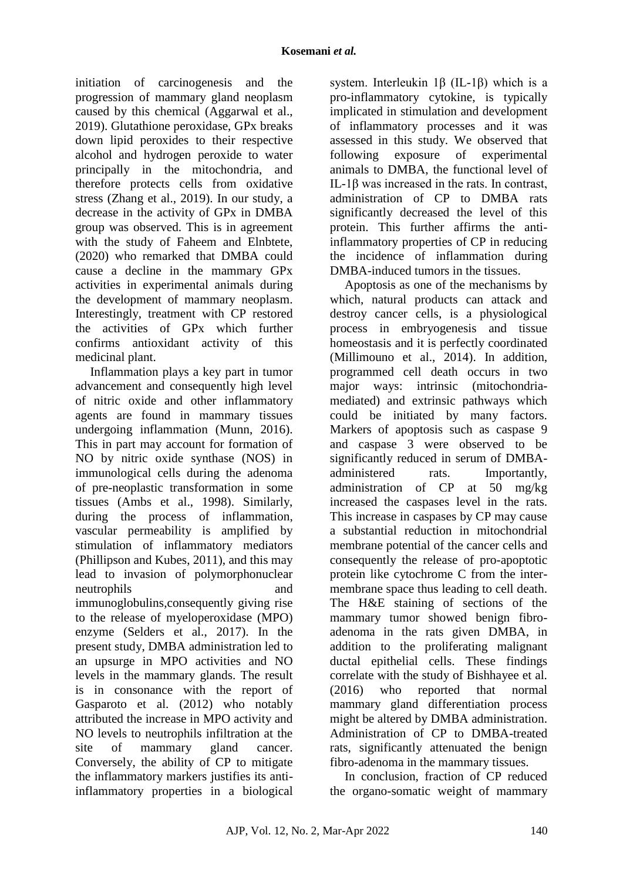initiation of carcinogenesis and the progression of mammary gland neoplasm caused by this chemical (Aggarwal et al., 2019). Glutathione peroxidase, GPx breaks down lipid peroxides to their respective alcohol and hydrogen peroxide to water principally in the mitochondria, and therefore protects cells from oxidative stress (Zhang et al., 2019). In our study, a decrease in the activity of GPx in DMBA group was observed. This is in agreement with the study of Faheem and Elnbtete, (2020) who remarked that DMBA could cause a decline in the mammary GPx activities in experimental animals during the development of mammary neoplasm. Interestingly, treatment with CP restored the activities of GPx which further confirms antioxidant activity of this medicinal plant.

Inflammation plays a key part in tumor advancement and consequently high level of nitric oxide and other inflammatory agents are found in mammary tissues undergoing inflammation (Munn, 2016). This in part may account for formation of NO by nitric oxide synthase (NOS) in immunological cells during the adenoma of pre-neoplastic transformation in some tissues (Ambs et al., 1998). Similarly, during the process of inflammation, vascular permeability is amplified by stimulation of inflammatory mediators (Phillipson and Kubes, 2011), and this may lead to invasion of polymorphonuclear neutrophils and immunoglobulins,consequently giving rise to the release of myeloperoxidase (MPO) enzyme (Selders et al., 2017). In the present study, DMBA administration led to an upsurge in MPO activities and NO levels in the mammary glands. The result is in consonance with the report of Gasparoto et al. (2012) who notably attributed the increase in MPO activity and NO levels to neutrophils infiltration at the site of mammary gland cancer. Conversely, the ability of CP to mitigate the inflammatory markers justifies its anti-inflammatory properties in a biological system. Interleukin 1β (IL-1β) which is a pro-inflammatory cytokine, is typically implicated in stimulation and development of inflammatory processes and it was assessed in this study. We observed that following exposure of experimental animals to DMBA, the functional level of IL-1β was increased in the rats. In contrast, administration of CP to DMBA rats significantly decreased the level of this protein. This further affirms the anti-inflammatory properties of CP in reducing the incidence of inflammation during DMBA-induced tumors in the tissues.

Apoptosis as one of the mechanisms by which, natural products can attack and destroy cancer cells, is a physiological process in embryogenesis and tissue homeostasis and it is perfectly coordinated (Millimouno et al., 2014). In addition, programmed cell death occurs in two major ways: intrinsic (mitochondria-mediated) and extrinsic pathways which could be initiated by many factors. Markers of apoptosis such as caspase 9 and caspase 3 were observed to be significantly reduced in serum of DMBA-administered rats. Importantly, administration of CP at 50 mg/kg increased the caspases level in the rats. This increase in caspases by CP may cause a substantial reduction in mitochondrial membrane potential of the cancer cells and consequently the release of pro-apoptotic protein like cytochrome C from the inter-membrane space thus leading to cell death. The H&E staining of sections of the mammary tumor showed benign fibro-adenoma in the rats given DMBA, in addition to the proliferating malignant ductal epithelial cells. These findings correlate with the study of Bishhayee et al. (2016) who reported that normal mammary gland differentiation process might be altered by DMBA administration. Administration of CP to DMBA-treated rats, significantly attenuated the benign fibro-adenoma in the mammary tissues.

In conclusion, fraction of CP reduced the organo-somatic weight of mammary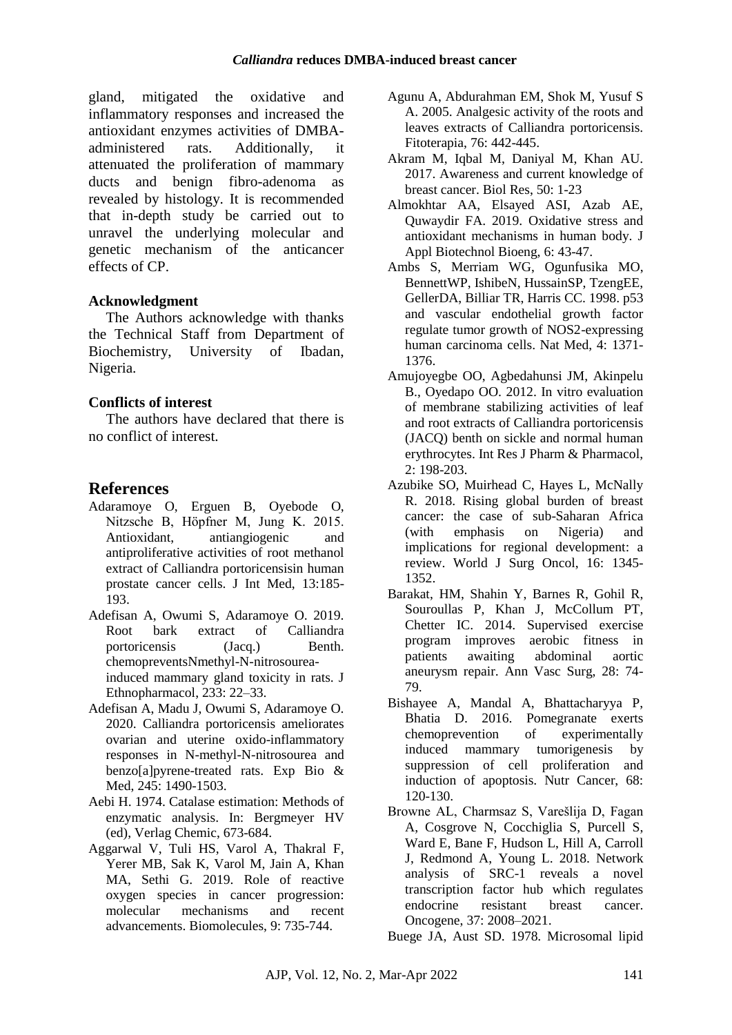gland, mitigated the oxidative and inflammatory responses and increased the antioxidant enzymes activities of DMBA-administered rats. Additionally, it attenuated the proliferation of mammary ducts and benign fibro-adenoma as revealed by histology. It is recommended that in-depth study be carried out to unravel the underlying molecular and genetic mechanism of the anticancer effects of CP.

### Acknowledgment

The Authors acknowledge with thanks the Technical Staff from Department of Biochemistry, University of Ibadan, Nigeria.

### Conflicts of interest

The authors have declared that there is no conflict of interest.

## References

Adaramoye O, Erguen B, Oyebode O, Nitzsche B, Höpfner M, Jung K. 2015. Antioxidant, antiangiogenic and antiproliferative activities of root methanol extract of Calliandra portoricensisin human prostate cancer cells. J Int Med, 13:185-193.

Adefisan A, Owumi S, Adaramoye O. 2019. Root bark extract of Calliandra portoricensis (Jacq.) Benth. chemopreventsNmethyl-N-nitrosourea-induced mammary gland toxicity in rats. J Ethnopharmacol, 233: 22–33.

Adefisan A, Madu J, Owumi S, Adaramoye O. 2020. Calliandra portoricensis ameliorates ovarian and uterine oxido-inflammatory responses in N-methyl-N-nitrosourea and benzo[a]pyrene-treated rats. Exp Bio & Med, 245: 1490-1503.

Aebi H. 1974. Catalase estimation: Methods of enzymatic analysis. In: Bergmeyer HV (ed), Verlag Chemic, 673-684.

Aggarwal V, Tuli HS, Varol A, Thakral F, Yerer MB, Sak K, Varol M, Jain A, Khan MA, Sethi G. 2019. Role of reactive oxygen species in cancer progression: molecular mechanisms and recent advancements. Biomolecules, 9: 735-744.

Agunu A, Abdurahman EM, Shok M, Yusuf S A. 2005. Analgesic activity of the roots and leaves extracts of Calliandra portoricensis. Fitoterapia, 76: 442-445.

Akram M, Iqbal M, Daniyal M, Khan AU. 2017. Awareness and current knowledge of breast cancer. Biol Res, 50: 1-23

Almokhtar AA, Elsayed ASI, Azab AE, Quwaydir FA. 2019. Oxidative stress and antioxidant mechanisms in human body. J Appl Biotechnol Bioeng, 6: 43-47.

Ambs S, Merriam WG, Ogunfusika MO, BennettWP, IshibeN, HussainSP, TzengEE, GellerDA, Billiar TR, Harris CC. 1998. p53 and vascular endothelial growth factor regulate tumor growth of NOS2-expressing human carcinoma cells. Nat Med, 4: 1371-1376.

Amujoyegbe OO, Agbedahunsi JM, Akinpelu B., Oyedapo OO. 2012. In vitro evaluation of membrane stabilizing activities of leaf and root extracts of Calliandra portoricensis (JACQ) benth on sickle and normal human erythrocytes. Int Res J Pharm & Pharmacol, 2: 198-203.

Azubike SO, Muirhead C, Hayes L, McNally R. 2018. Rising global burden of breast cancer: the case of sub-Saharan Africa (with emphasis on Nigeria) and implications for regional development: a review. World J Surg Oncol, 16: 1345-1352.

Barakat, HM, Shahin Y, Barnes R, Gohil R, Souroullas P, Khan J, McCollum PT, Chetter IC. 2014. Supervised exercise program improves aerobic fitness in patients awaiting abdominal aortic aneurysm repair. Ann Vasc Surg, 28: 74-79.

Bishayee A, Mandal A, Bhattacharyya P, Bhatia D. 2016. Pomegranate exerts chemoprevention of experimentally induced mammary tumorigenesis by suppression of cell proliferation and induction of apoptosis. Nutr Cancer, 68: 120-130.

Browne AL, Charmsaz S, Varešlija D, Fagan A, Cosgrove N, Cocchiglia S, Purcell S, Ward E, Bane F, Hudson L, Hill A, Carroll J, Redmond A, Young L. 2018. Network analysis of SRC-1 reveals a novel transcription factor hub which regulates endocrine resistant breast cancer. Oncogene, 37: 2008–2021.

Buege JA, Aust SD. 1978. Microsomal lipid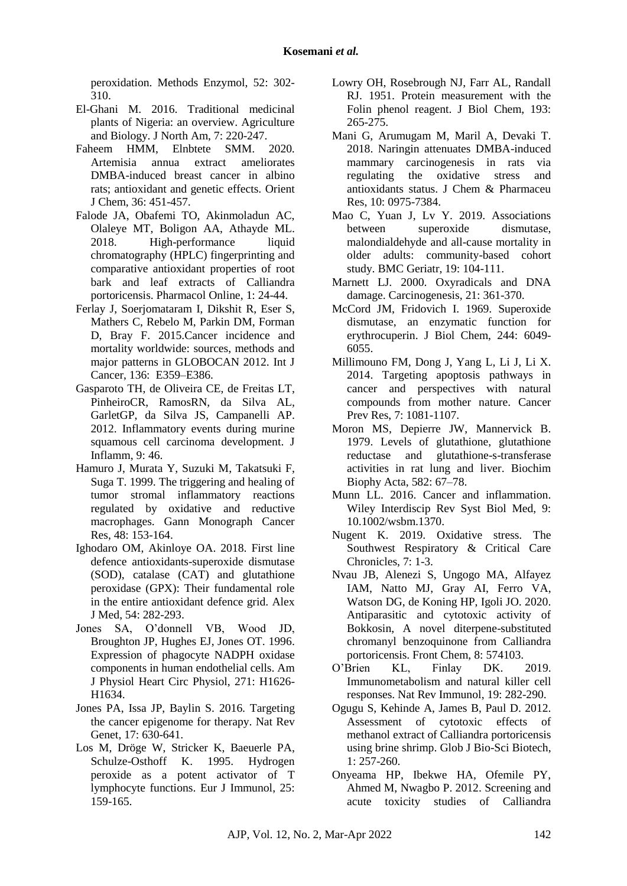peroxidation. Methods Enzymol, 52: 302-310.

El-Ghani M. 2016. Traditional medicinal plants of Nigeria: an overview. Agriculture and Biology. J North Am, 7: 220-247.

Faheem HMM, Elnbtete SMM. 2020. Artemisia annua extract ameliorates DMBA-induced breast cancer in albino rats; antioxidant and genetic effects. Orient J Chem, 36: 451-457.

Falode JA, Obafemi TO, Akinmoladun AC, Olaleye MT, Boligon AA, Athayde ML. 2018. High-performance liquid chromatography (HPLC) fingerprinting and comparative antioxidant properties of root bark and leaf extracts of Calliandra portoricensis. Pharmacol Online, 1: 24-44.

Ferlay J, Soerjomataram I, Dikshit R, Eser S, Mathers C, Rebelo M, Parkin DM, Forman D, Bray F. 2015.Cancer incidence and mortality worldwide: sources, methods and major patterns in GLOBOCAN 2012. Int J Cancer, 136: E359–E386.

Gasparoto TH, de Oliveira CE, de Freitas LT, PinheiroCR, RamosRN, da Silva AL, GarletGP, da Silva JS, Campanelli AP. 2012. Inflammatory events during murine squamous cell carcinoma development. J Inflamm, 9: 46.

Hamuro J, Murata Y, Suzuki M, Takatsuki F, Suga T. 1999. The triggering and healing of tumor stromal inflammatory reactions regulated by oxidative and reductive macrophages. Gann Monograph Cancer Res, 48: 153-164.

Ighodaro OM, Akinloye OA. 2018. First line defence antioxidants-superoxide dismutase (SOD), catalase (CAT) and glutathione peroxidase (GPX): Their fundamental role in the entire antioxidant defence grid. Alex J Med, 54: 282-293.

Jones SA, O'donnell VB, Wood JD, Broughton JP, Hughes EJ, Jones OT. 1996. Expression of phagocyte NADPH oxidase components in human endothelial cells. Am J Physiol Heart Circ Physiol, 271: H1626-H1634.

Jones PA, Issa JP, Baylin S. 2016. Targeting the cancer epigenome for therapy. Nat Rev Genet, 17: 630-641.

Los M, Dröge W, Stricker K, Baeuerle PA, Schulze-Osthoff K. 1995. Hydrogen peroxide as a potent activator of T lymphocyte functions. Eur J Immunol, 25: 159-165.

Lowry OH, Rosebrough NJ, Farr AL, Randall RJ. 1951. Protein measurement with the Folin phenol reagent. J Biol Chem, 193: 265-275.

Mani G, Arumugam M, Maril A, Devaki T. 2018. Naringin attenuates DMBA-induced mammary carcinogenesis in rats via regulating the oxidative stress and antioxidants status. J Chem & Pharmaceu Res, 10: 0975-7384.

Mao C, Yuan J, Lv Y. 2019. Associations between superoxide dismutase, malondialdehyde and all-cause mortality in older adults: community-based cohort study. BMC Geriatr, 19: 104-111.

Marnett LJ. 2000. Oxyradicals and DNA damage. Carcinogenesis, 21: 361-370.

McCord JM, Fridovich I. 1969. Superoxide dismutase, an enzymatic function for erythrocuperin. J Biol Chem, 244: 6049-6055.

Millimouno FM, Dong J, Yang L, Li J, Li X. 2014. Targeting apoptosis pathways in cancer and perspectives with natural compounds from mother nature. Cancer Prev Res, 7: 1081-1107.

Moron MS, Depierre JW, Mannervick B. 1979. Levels of glutathione, glutathione reductase and glutathione-s-transferase activities in rat lung and liver. Biochim Biophy Acta, 582: 67–78.

Munn LL. 2016. Cancer and inflammation. Wiley Interdiscip Rev Syst Biol Med, 9: 10.1002/wsbm.1370.

Nugent K. 2019. Oxidative stress. The Southwest Respiratory & Critical Care Chronicles, 7: 1-3.

Nvau JB, Alenezi S, Ungogo MA, Alfayez IAM, Natto MJ, Gray AI, Ferro VA, Watson DG, de Koning HP, Igoli JO. 2020. Antiparasitic and cytotoxic activity of Bokkosin, A novel diterpene-substituted chromanyl benzoquinone from Calliandra portoricensis. Front Chem, 8: 574103.

O'Brien KL, Finlay DK. 2019. Immunometabolism and natural killer cell responses. Nat Rev Immunol, 19: 282-290.

Ogugu S, Kehinde A, James B, Paul D. 2012. Assessment of cytotoxic effects of methanol extract of Calliandra portoricensis using brine shrimp. Glob J Bio-Sci Biotech, 1: 257-260.

Onyeama HP, Ibekwe HA, Ofemile PY, Ahmed M, Nwagbo P. 2012. Screening and acute toxicity studies of Calliandra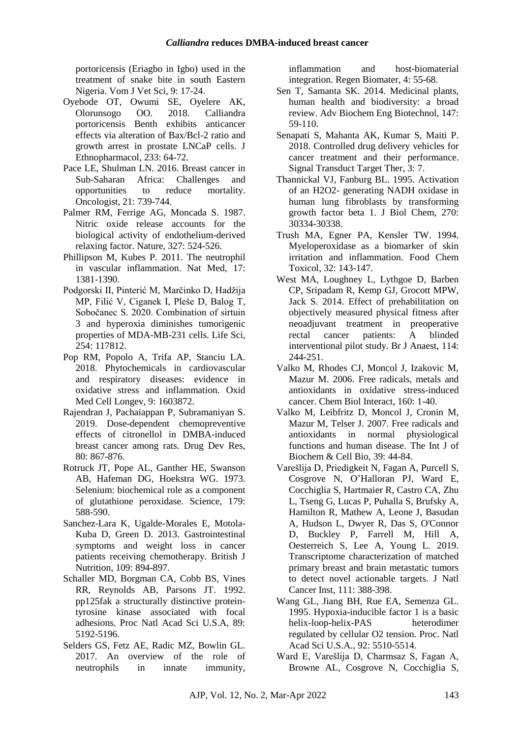portoricensis (Eriagbo in Igbo) used in the treatment of snake bite in south Eastern Nigeria. Vom J Vet Sci, 9: 17-24.

Oyebode OT, Owumi SE, Oyelere AK, Olorunsogo OO. 2018. Calliandra portoricensis Benth exhibits anticancer effects via alteration of Bax/Bcl-2 ratio and growth arrest in prostate LNCaP cells. J Ethnopharmacol, 233: 64-72.

Pace LE, Shulman LN. 2016. Breast cancer in Sub-Saharan Africa: Challenges and opportunities to reduce mortality. Oncologist, 21: 739-744.

Palmer RM, Ferrige AG, Moncada S. 1987. Nitric oxide release accounts for the biological activity of endothelium-derived relaxing factor. Nature, 327: 524-526.

Phillipson M, Kubes P. 2011. The neutrophil in vascular inflammation. Nat Med, 17: 1381-1390.

Podgorski II, Pinterić M, Marčinko D, Hadžija MP, Filić V, Ciganek I, Pleše D, Balog T, Sobočanec S. 2020. Combination of sirtuin 3 and hyperoxia diminishes tumorigenic properties of MDA-MB-231 cells. Life Sci, 254: 117812.

Pop RM, Popolo A, Trifa AP, Stanciu LA. 2018. Phytochemicals in cardiovascular and respiratory diseases: evidence in oxidative stress and inflammation. Oxid Med Cell Longev, 9: 1603872.

Rajendran J, Pachaiappan P, Subramaniyan S. 2019. Dose-dependent chemopreventive effects of citronellol in DMBA-induced breast cancer among rats. Drug Dev Res, 80: 867-876.

Rotruck JT, Pope AL, Ganther HE, Swanson AB, Hafeman DG, Hoekstra WG. 1973. Selenium: biochemical role as a component of glutathione peroxidase. Science, 179: 588-590.

Sanchez-Lara K, Ugalde-Morales E, Motola-Kuba D, Green D. 2013. Gastrointestinal symptoms and weight loss in cancer patients receiving chemotherapy. British J Nutrition, 109: 894-897.

Schaller MD, Borgman CA, Cobb BS, Vines RR, Reynolds AB, Parsons JT. 1992. pp125fak a structurally distinctive protein-tyrosine kinase associated with focal adhesions. Proc Natl Acad Sci U.S.A, 89: 5192-5196.

Selders GS, Fetz AE, Radic MZ, Bowlin GL. 2017. An overview of the role of neutrophils in innate immunity, inflammation and host-biomaterial integration. Regen Biomater, 4: 55-68.

Sen T, Samanta SK. 2014. Medicinal plants, human health and biodiversity: a broad review. Adv Biochem Eng Biotechnol, 147: 59-110.

Senapati S, Mahanta AK, Kumar S, Maiti P. 2018. Controlled drug delivery vehicles for cancer treatment and their performance. Signal Transduct Target Ther, 3: 7.

Thannickal VJ, Fanburg BL. 1995. Activation of an H2O2- generating NADH oxidase in human lung fibroblasts by transforming growth factor beta 1. J Biol Chem, 270: 30334-30338.

Trush MA, Egner PA, Kensler TW. 1994. Myeloperoxidase as a biomarker of skin irritation and inflammation. Food Chem Toxicol, 32: 143-147.

West MA, Loughney L, Lythgoe D, Barben CP, Sripadam R, Kemp GJ, Grocott MPW, Jack S. 2014. Effect of prehabilitation on objectively measured physical fitness after neoadjuvant treatment in preoperative rectal cancer patients: A blinded interventional pilot study. Br J Anaest, 114: 244-251.

Valko M, Rhodes CJ, Moncol J, Izakovic M, Mazur M. 2006. Free radicals, metals and antioxidants in oxidative stress-induced cancer. Chem Biol Interact, 160: 1-40.

Valko M, Leibfritz D, Moncol J, Cronin M, Mazur M, Telser J. 2007. Free radicals and antioxidants in normal physiological functions and human disease. The Int J of Biochem & Cell Bio, 39: 44-84.

Varešlija D, Priedigkeit N, Fagan A, Purcell S, Cosgrove N, O'Halloran PJ, Ward E, Cocchiglia S, Hartmaier R, Castro CA, Zhu L, Tseng G, Lucas P, Puhalla S, Brufsky A, Hamilton R, Mathew A, Leone J, Basudan A, Hudson L, Dwyer R, Das S, O'Connor D, Buckley P, Farrell M, Hill A, Oesterreich S, Lee A, Young L. 2019. Transcriptome characterization of matched primary breast and brain metastatic tumors to detect novel actionable targets. J Natl Cancer Inst, 111: 388-398.

Wang GL, Jiang BH, Rue EA, Semenza GL. 1995. Hypoxia-inducible factor 1 is a basic helix-loop-helix-PAS heterodimer regulated by cellular O2 tension. Proc. Natl Acad Sci U.S.A., 92: 5510-5514.

Ward E, Varešlija D, Charmsaz S, Fagan A, Browne AL, Cosgrove N, Cocchiglia S,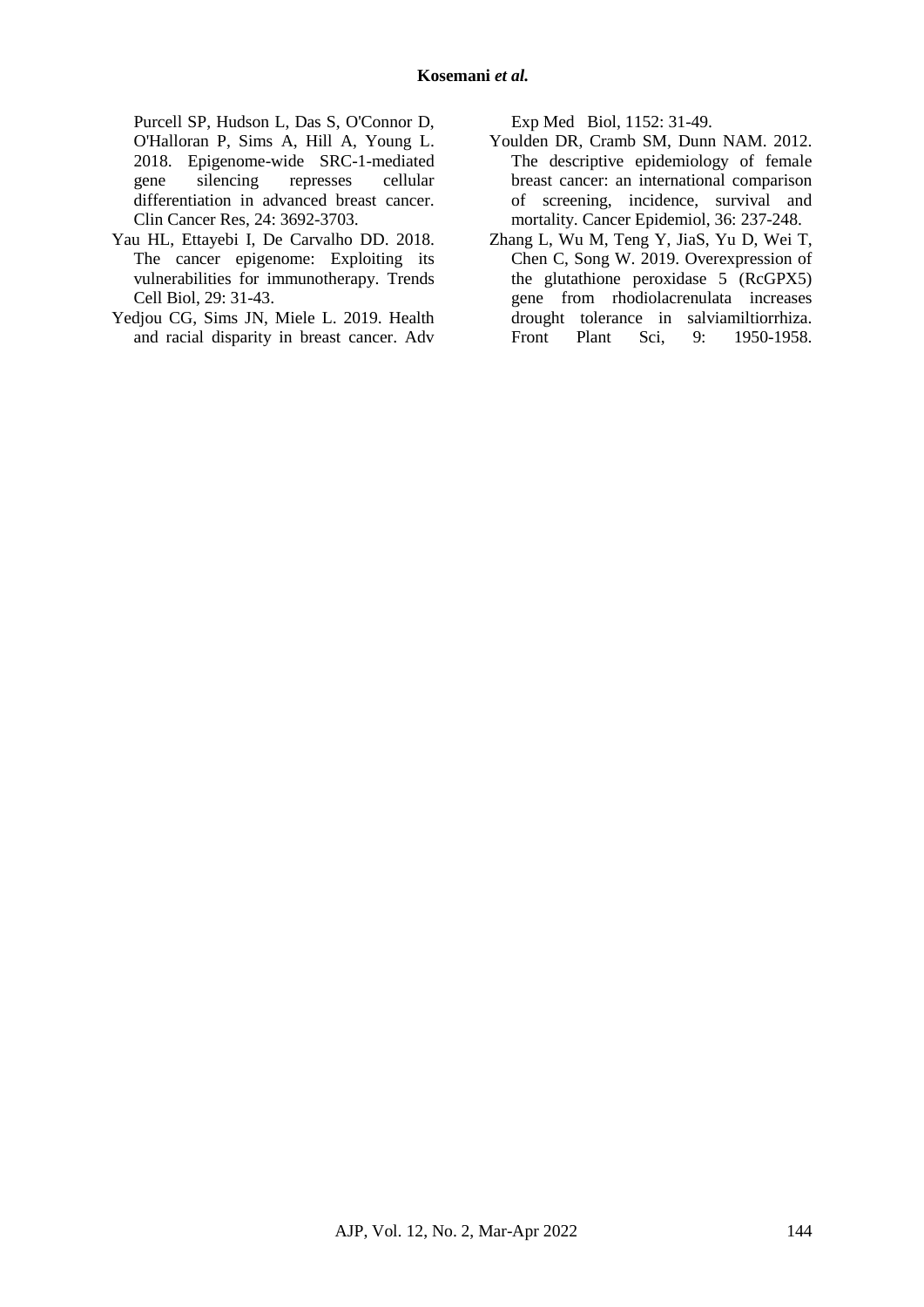Purcell SP, Hudson L, Das S, O'Connor D, O'Halloran P, Sims A, Hill A, Young L. 2018. Epigenome-wide SRC-1-mediated gene silencing represses cellular differentiation in advanced breast cancer. Clin Cancer Res, 24: 3692-3703.

Yau HL, Ettayebi I, De Carvalho DD. 2018. The cancer epigenome: Exploiting its vulnerabilities for immunotherapy. Trends Cell Biol, 29: 31-43.

Yedjou CG, Sims JN, Miele L. 2019. Health and racial disparity in breast cancer. Adv Exp Med Biol, 1152: 31-49.

Youlden DR, Cramb SM, Dunn NAM. 2012. The descriptive epidemiology of female breast cancer: an international comparison of screening, incidence, survival and mortality. Cancer Epidemiol, 36: 237-248.

Zhang L, Wu M, Teng Y, JiaS, Yu D, Wei T, Chen C, Song W. 2019. Overexpression of the glutathione peroxidase 5 (RcGPX5) gene from rhodiolacrenulata increases drought tolerance in salviamiltiorrhiza. Front Plant Sci, 9: 1950-1958.